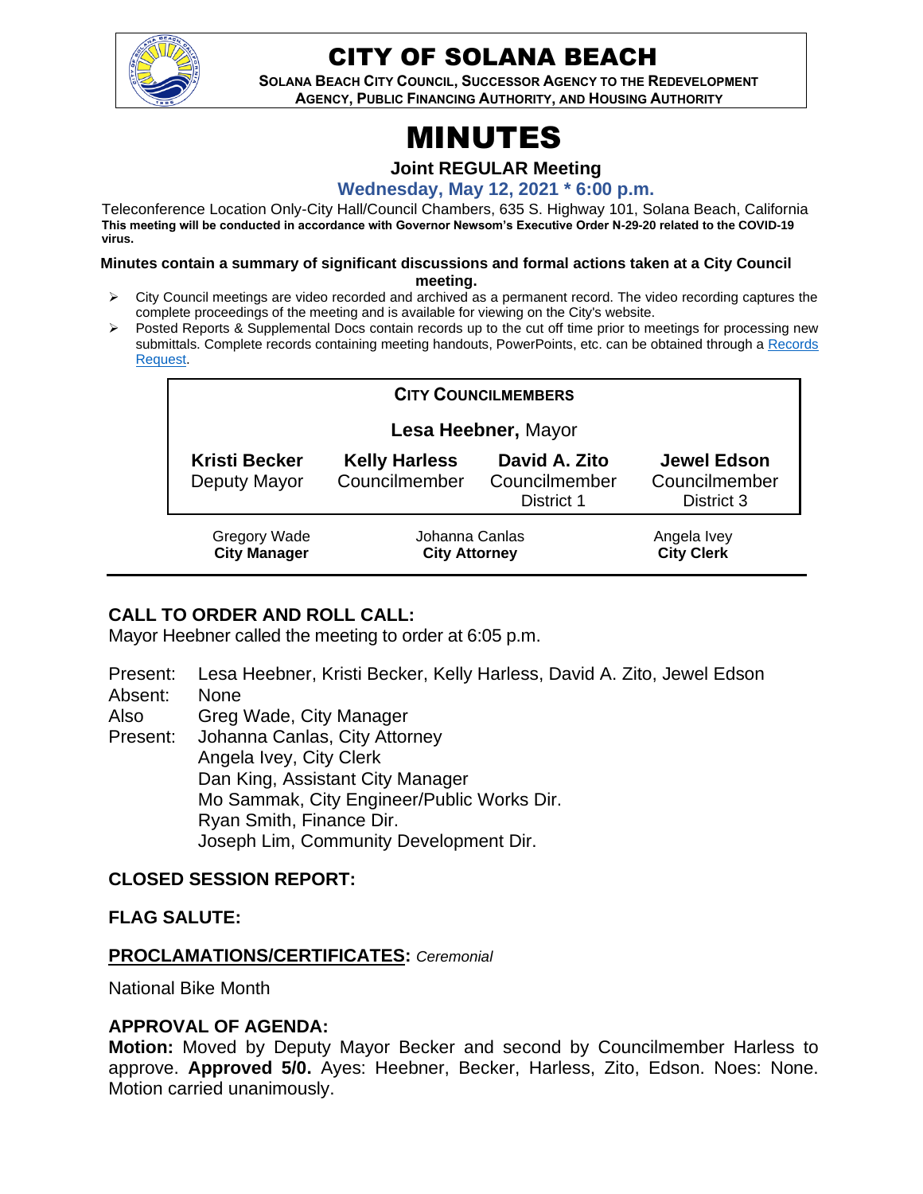# CITY OF SOLANA BEACH

**SOLANA BEACH CITY COUNCIL, SUCCESSOR AGENCY TO THE REDEVELOPMENT AGENCY, PUBLIC FINANCING AUTHORITY, AND HOUSING AUTHORITY**

# MINUTES

**Joint REGULAR Meeting**

**Wednesday, May 12, 2021 * 6:00 p.m.**

Teleconference Location Only-City Hall/Council Chambers, 635 S. Highway 101, Solana Beach, California
**This meeting will be conducted in accordance with Governor Newsom's Executive Order N-29-20 related to the COVID-19 virus.**

**Minutes contain a summary of significant discussions and formal actions taken at a City Council meeting.**

- City Council meetings are video recorded and archived as a permanent record. The video recording captures the complete proceedings of the meeting and is available for viewing on the City's website.
- Posted Reports & Supplemental Docs contain records up to the cut off time prior to meetings for processing new submittals. Complete records containing meeting handouts, PowerPoints, etc. can be obtained through a Records Request.

**CITY COUNCILMEMBERS**

**Lesa Heebner,** Mayor

| **Kristi Becker** | **Kelly Harless** | **David A. Zito** | **Jewel Edson** |
|---|---|---|---|
| Deputy Mayor | Councilmember | Councilmember District 1 | Councilmember District 3 |

| Gregory Wade | Johanna Canlas | Angela Ivey |
|---|---|---|
| **City Manager** | **City Attorney** | **City Clerk** |

## CALL TO ORDER AND ROLL CALL:

Mayor Heebner called the meeting to order at 6:05 p.m.

Present: Lesa Heebner, Kristi Becker, Kelly Harless, David A. Zito, Jewel Edson
Absent: None
Also Present: Greg Wade, City Manager
Johanna Canlas, City Attorney
Angela Ivey, City Clerk
Dan King, Assistant City Manager
Mo Sammak, City Engineer/Public Works Dir.
Ryan Smith, Finance Dir.
Joseph Lim, Community Development Dir.

## CLOSED SESSION REPORT:

## FLAG SALUTE:

## PROCLAMATIONS/CERTIFICATES: *Ceremonial*

National Bike Month

## APPROVAL OF AGENDA:

**Motion:** Moved by Deputy Mayor Becker and second by Councilmember Harless to approve. **Approved 5/0.** Ayes: Heebner, Becker, Harless, Zito, Edson. Noes: None. Motion carried unanimously.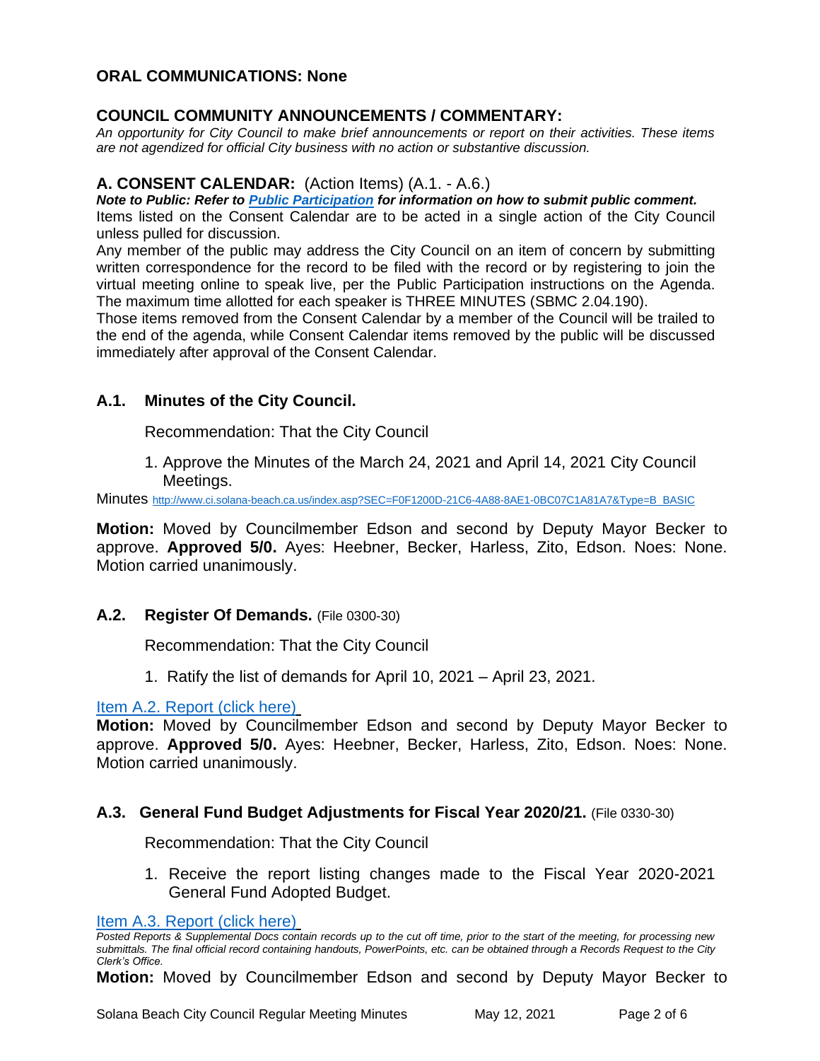## ORAL COMMUNICATIONS: None

## COUNCIL COMMUNITY ANNOUNCEMENTS / COMMENTARY:

*An opportunity for City Council to make brief announcements or report on their activities. These items are not agendized for official City business with no action or substantive discussion.*

## A. CONSENT CALENDAR: (Action Items) (A.1. - A.6.)

***Note to Public: Refer to [Public Participation](#) for information on how to submit public comment.***

Items listed on the Consent Calendar are to be acted in a single action of the City Council unless pulled for discussion.

Any member of the public may address the City Council on an item of concern by submitting written correspondence for the record to be filed with the record or by registering to join the virtual meeting online to speak live, per the Public Participation instructions on the Agenda. The maximum time allotted for each speaker is THREE MINUTES (SBMC 2.04.190).

Those items removed from the Consent Calendar by a member of the Council will be trailed to the end of the agenda, while Consent Calendar items removed by the public will be discussed immediately after approval of the Consent Calendar.

### A.1. Minutes of the City Council.

Recommendation: That the City Council

1. Approve the Minutes of the March 24, 2021 and April 14, 2021 City Council Meetings.

Minutes http://www.ci.solana-beach.ca.us/index.asp?SEC=F0F1200D-21C6-4A88-8AE1-0BC07C1A81A7&Type=B_BASIC

**Motion:** Moved by Councilmember Edson and second by Deputy Mayor Becker to approve. **Approved 5/0.** Ayes: Heebner, Becker, Harless, Zito, Edson. Noes: None. Motion carried unanimously.

### A.2. Register Of Demands. (File 0300-30)

Recommendation: That the City Council

1. Ratify the list of demands for April 10, 2021 – April 23, 2021.

Item A.2. Report (click here)

**Motion:** Moved by Councilmember Edson and second by Deputy Mayor Becker to approve. **Approved 5/0.** Ayes: Heebner, Becker, Harless, Zito, Edson. Noes: None. Motion carried unanimously.

### A.3. General Fund Budget Adjustments for Fiscal Year 2020/21. (File 0330-30)

Recommendation: That the City Council

1. Receive the report listing changes made to the Fiscal Year 2020-2021 General Fund Adopted Budget.

Item A.3. Report (click here)

*Posted Reports & Supplemental Docs contain records up to the cut off time, prior to the start of the meeting, for processing new submittals. The final official record containing handouts, PowerPoints, etc. can be obtained through a Records Request to the City Clerk's Office.*

**Motion:** Moved by Councilmember Edson and second by Deputy Mayor Becker to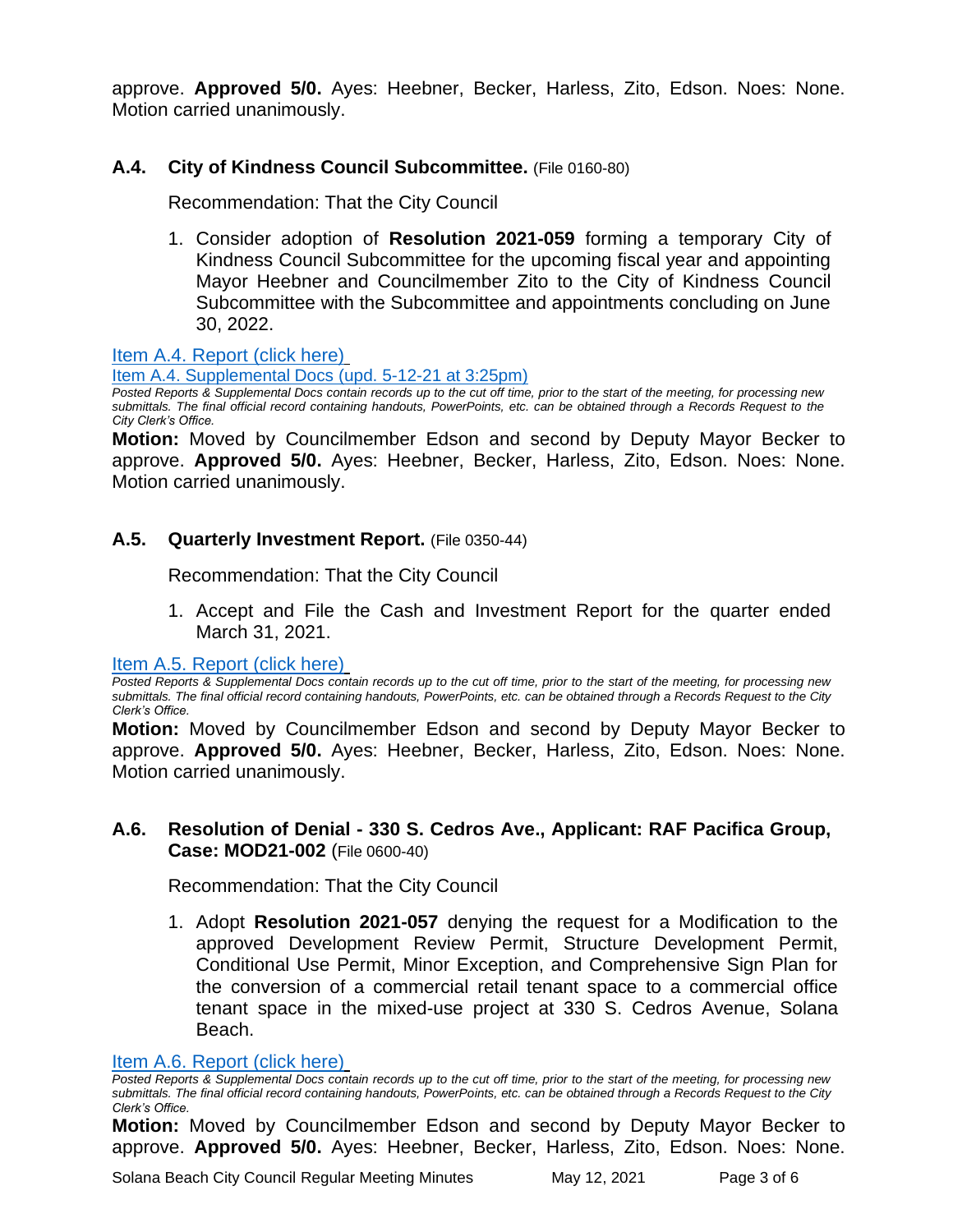approve. **Approved 5/0.** Ayes: Heebner, Becker, Harless, Zito, Edson. Noes: None. Motion carried unanimously.

### A.4. City of Kindness Council Subcommittee. (File 0160-80)

Recommendation: That the City Council

1. Consider adoption of **Resolution 2021-059** forming a temporary City of Kindness Council Subcommittee for the upcoming fiscal year and appointing Mayor Heebner and Councilmember Zito to the City of Kindness Council Subcommittee with the Subcommittee and appointments concluding on June 30, 2022.

Item A.4. Report (click here)

Item A.4. Supplemental Docs (upd. 5-12-21 at 3:25pm)

*Posted Reports & Supplemental Docs contain records up to the cut off time, prior to the start of the meeting, for processing new submittals. The final official record containing handouts, PowerPoints, etc. can be obtained through a Records Request to the City Clerk's Office.*

**Motion:** Moved by Councilmember Edson and second by Deputy Mayor Becker to approve. **Approved 5/0.** Ayes: Heebner, Becker, Harless, Zito, Edson. Noes: None. Motion carried unanimously.

### A.5. Quarterly Investment Report. (File 0350-44)

Recommendation: That the City Council

1. Accept and File the Cash and Investment Report for the quarter ended March 31, 2021.

Item A.5. Report (click here)

*Posted Reports & Supplemental Docs contain records up to the cut off time, prior to the start of the meeting, for processing new submittals. The final official record containing handouts, PowerPoints, etc. can be obtained through a Records Request to the City Clerk's Office.*

**Motion:** Moved by Councilmember Edson and second by Deputy Mayor Becker to approve. **Approved 5/0.** Ayes: Heebner, Becker, Harless, Zito, Edson. Noes: None. Motion carried unanimously.

### A.6. Resolution of Denial - 330 S. Cedros Ave., Applicant: RAF Pacifica Group, Case: MOD21-002 (File 0600-40)

Recommendation: That the City Council

1. Adopt **Resolution 2021-057** denying the request for a Modification to the approved Development Review Permit, Structure Development Permit, Conditional Use Permit, Minor Exception, and Comprehensive Sign Plan for the conversion of a commercial retail tenant space to a commercial office tenant space in the mixed-use project at 330 S. Cedros Avenue, Solana Beach.

Item A.6. Report (click here)

*Posted Reports & Supplemental Docs contain records up to the cut off time, prior to the start of the meeting, for processing new submittals. The final official record containing handouts, PowerPoints, etc. can be obtained through a Records Request to the City Clerk's Office.*

**Motion:** Moved by Councilmember Edson and second by Deputy Mayor Becker to approve. **Approved 5/0.** Ayes: Heebner, Becker, Harless, Zito, Edson. Noes: None.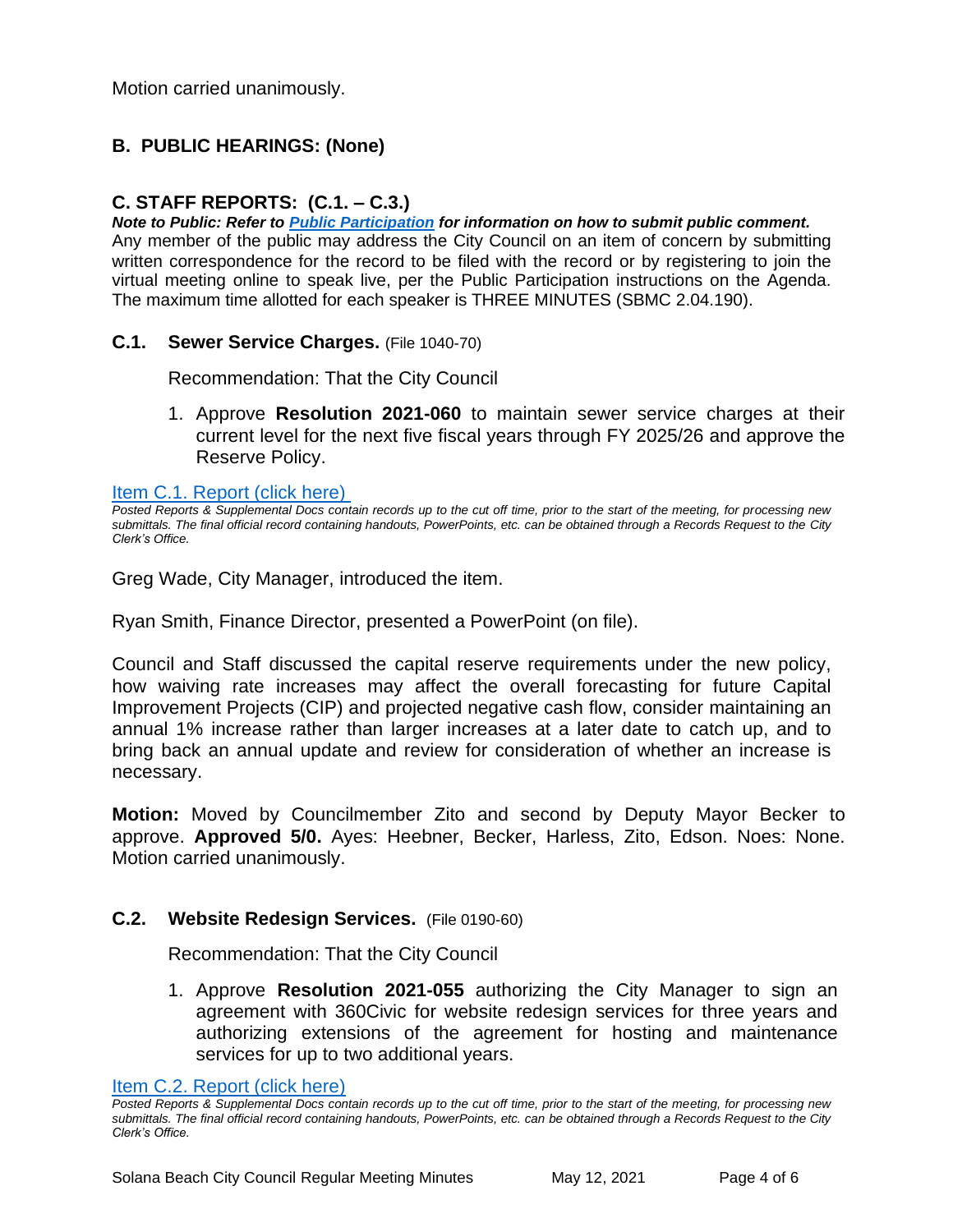Motion carried unanimously.

## B. PUBLIC HEARINGS: (None)

## C. STAFF REPORTS: (C.1. – C.3.)

***Note to Public: Refer to [Public Participation](#) for information on how to submit public comment.***
Any member of the public may address the City Council on an item of concern by submitting written correspondence for the record to be filed with the record or by registering to join the virtual meeting online to speak live, per the Public Participation instructions on the Agenda. The maximum time allotted for each speaker is THREE MINUTES (SBMC 2.04.190).

### C.1. Sewer Service Charges. (File 1040-70)

Recommendation: That the City Council

1. Approve **Resolution 2021-060** to maintain sewer service charges at their current level for the next five fiscal years through FY 2025/26 and approve the Reserve Policy.

[Item C.1. Report (click here)](#)
*Posted Reports & Supplemental Docs contain records up to the cut off time, prior to the start of the meeting, for processing new submittals. The final official record containing handouts, PowerPoints, etc. can be obtained through a Records Request to the City Clerk's Office.*

Greg Wade, City Manager, introduced the item.

Ryan Smith, Finance Director, presented a PowerPoint (on file).

Council and Staff discussed the capital reserve requirements under the new policy, how waiving rate increases may affect the overall forecasting for future Capital Improvement Projects (CIP) and projected negative cash flow, consider maintaining an annual 1% increase rather than larger increases at a later date to catch up, and to bring back an annual update and review for consideration of whether an increase is necessary.

**Motion:** Moved by Councilmember Zito and second by Deputy Mayor Becker to approve. **Approved 5/0.** Ayes: Heebner, Becker, Harless, Zito, Edson. Noes: None. Motion carried unanimously.

### C.2. Website Redesign Services. (File 0190-60)

Recommendation: That the City Council

1. Approve **Resolution 2021-055** authorizing the City Manager to sign an agreement with 360Civic for website redesign services for three years and authorizing extensions of the agreement for hosting and maintenance services for up to two additional years.

[Item C.2. Report (click here)](#)
*Posted Reports & Supplemental Docs contain records up to the cut off time, prior to the start of the meeting, for processing new submittals. The final official record containing handouts, PowerPoints, etc. can be obtained through a Records Request to the City Clerk's Office.*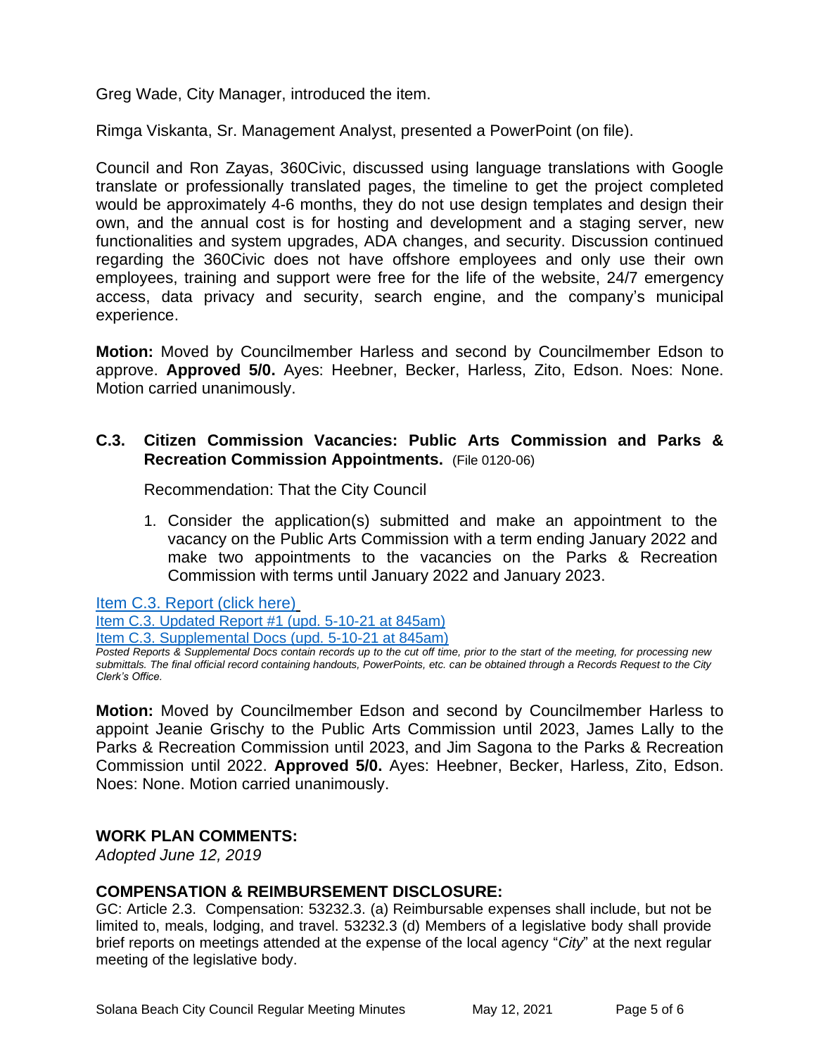Greg Wade, City Manager, introduced the item.

Rimga Viskanta, Sr. Management Analyst, presented a PowerPoint (on file).

Council and Ron Zayas, 360Civic, discussed using language translations with Google translate or professionally translated pages, the timeline to get the project completed would be approximately 4-6 months, they do not use design templates and design their own, and the annual cost is for hosting and development and a staging server, new functionalities and system upgrades, ADA changes, and security. Discussion continued regarding the 360Civic does not have offshore employees and only use their own employees, training and support were free for the life of the website, 24/7 emergency access, data privacy and security, search engine, and the company's municipal experience.

**Motion:** Moved by Councilmember Harless and second by Councilmember Edson to approve. **Approved 5/0.** Ayes: Heebner, Becker, Harless, Zito, Edson. Noes: None. Motion carried unanimously.

### C.3. Citizen Commission Vacancies: Public Arts Commission and Parks & Recreation Commission Appointments. (File 0120-06)

Recommendation: That the City Council

1. Consider the application(s) submitted and make an appointment to the vacancy on the Public Arts Commission with a term ending January 2022 and make two appointments to the vacancies on the Parks & Recreation Commission with terms until January 2022 and January 2023.

Item C.3. Report (click here)
Item C.3. Updated Report #1 (upd. 5-10-21 at 845am)
Item C.3. Supplemental Docs (upd. 5-10-21 at 845am)

*Posted Reports & Supplemental Docs contain records up to the cut off time, prior to the start of the meeting, for processing new submittals. The final official record containing handouts, PowerPoints, etc. can be obtained through a Records Request to the City Clerk's Office.*

**Motion:** Moved by Councilmember Edson and second by Councilmember Harless to appoint Jeanie Grischy to the Public Arts Commission until 2023, James Lally to the Parks & Recreation Commission until 2023, and Jim Sagona to the Parks & Recreation Commission until 2022. **Approved 5/0.** Ayes: Heebner, Becker, Harless, Zito, Edson. Noes: None. Motion carried unanimously.

## WORK PLAN COMMENTS:

*Adopted June 12, 2019*

## COMPENSATION & REIMBURSEMENT DISCLOSURE:

GC: Article 2.3. Compensation: 53232.3. (a) Reimbursable expenses shall include, but not be limited to, meals, lodging, and travel. 53232.3 (d) Members of a legislative body shall provide brief reports on meetings attended at the expense of the local agency "*City*" at the next regular meeting of the legislative body.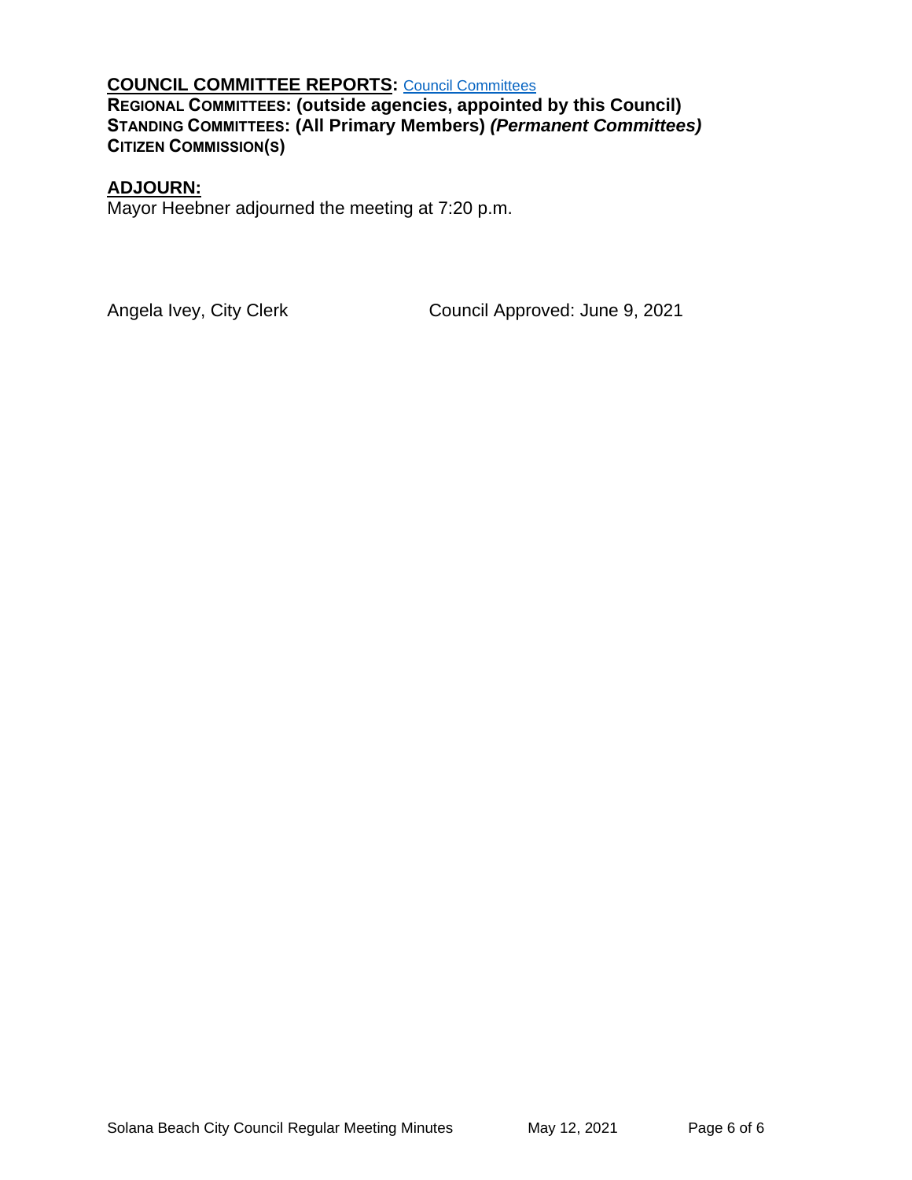## COUNCIL COMMITTEE REPORTS: [Council Committees]

**REGIONAL COMMITTEES: (outside agencies, appointed by this Council)**
**STANDING COMMITTEES: (All Primary Members) *(Permanent Committees)***
**CITIZEN COMMISSION(S)**

## ADJOURN:

Mayor Heebner adjourned the meeting at 7:20 p.m.

Angela Ivey, City Clerk

Council Approved: June 9, 2021